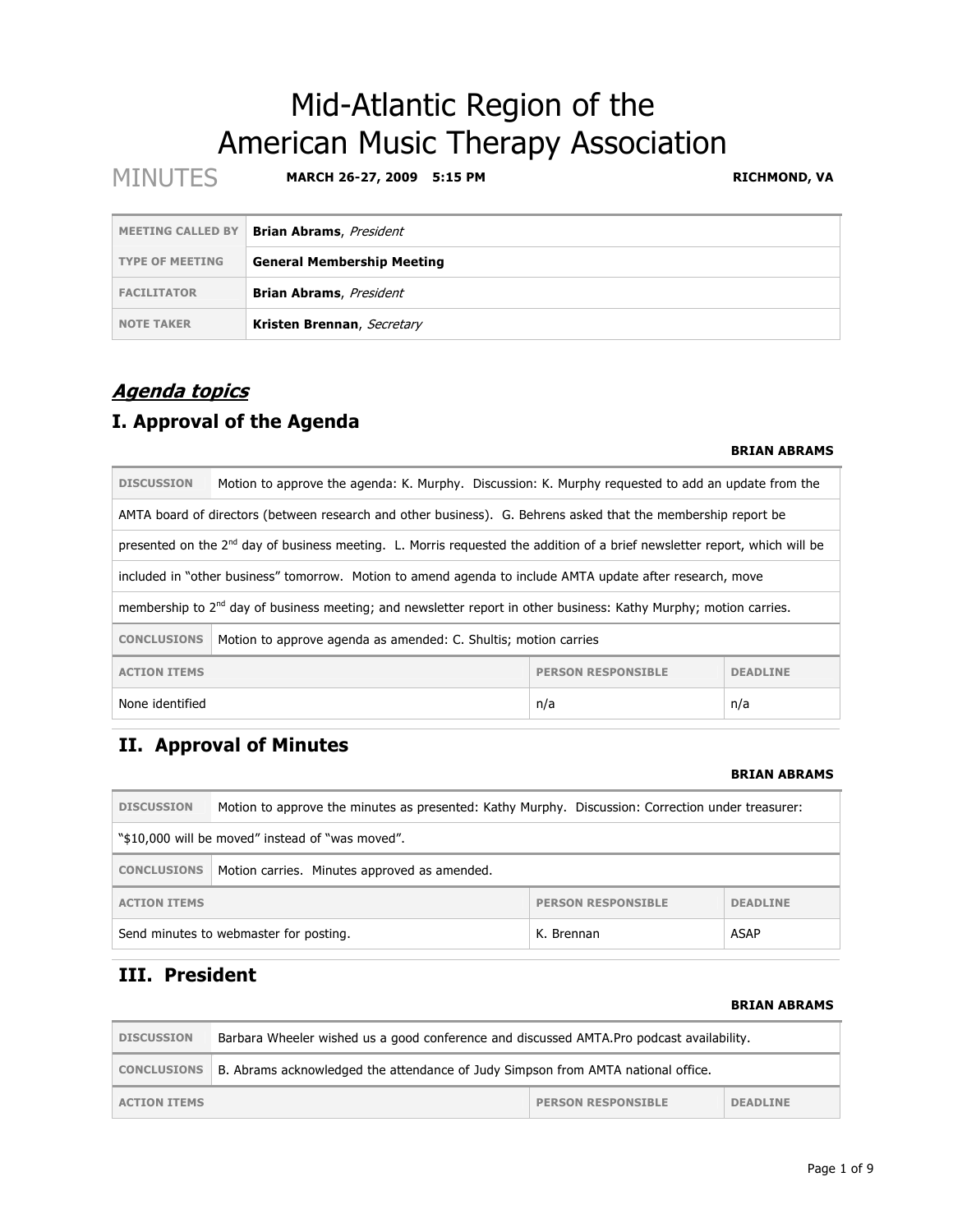# Mid-Atlantic Region of the American Music Therapy Association

MINUTES **MARCH 26-27, 2009 5:15 PM** **RICHMOND, VA**

| | |
|---|---|
| MEETING CALLED BY | **Brian Abrams**, *President* |
| TYPE OF MEETING | **General Membership Meeting** |
| FACILITATOR | **Brian Abrams**, *President* |
| NOTE TAKER | **Kristen Brennan**, *Secretary* |

## ***Agenda topics***

## I. Approval of the Agenda

**BRIAN ABRAMS**

**DISCUSSION** Motion to approve the agenda: K. Murphy. Discussion: K. Murphy requested to add an update from the AMTA board of directors (between research and other business). G. Behrens asked that the membership report be presented on the 2nd day of business meeting. L. Morris requested the addition of a brief newsletter report, which will be included in "other business" tomorrow. Motion to amend agenda to include AMTA update after research, move membership to 2nd day of business meeting; and newsletter report in other business: Kathy Murphy; motion carries.

**CONCLUSIONS** Motion to approve agenda as amended: C. Shultis; motion carries

| ACTION ITEMS | PERSON RESPONSIBLE | DEADLINE |
|---|---|---|
| None identified | n/a | n/a |

## II. Approval of Minutes

**BRIAN ABRAMS**

**DISCUSSION** Motion to approve the minutes as presented: Kathy Murphy. Discussion: Correction under treasurer: "$10,000 will be moved" instead of "was moved".

**CONCLUSIONS** Motion carries. Minutes approved as amended.

| ACTION ITEMS | PERSON RESPONSIBLE | DEADLINE |
|---|---|---|
| Send minutes to webmaster for posting. | K. Brennan | ASAP |

## III. President

**BRIAN ABRAMS**

**DISCUSSION** Barbara Wheeler wished us a good conference and discussed AMTA.Pro podcast availability.

**CONCLUSIONS** B. Abrams acknowledged the attendance of Judy Simpson from AMTA national office.

| ACTION ITEMS | PERSON RESPONSIBLE | DEADLINE |
|---|---|---|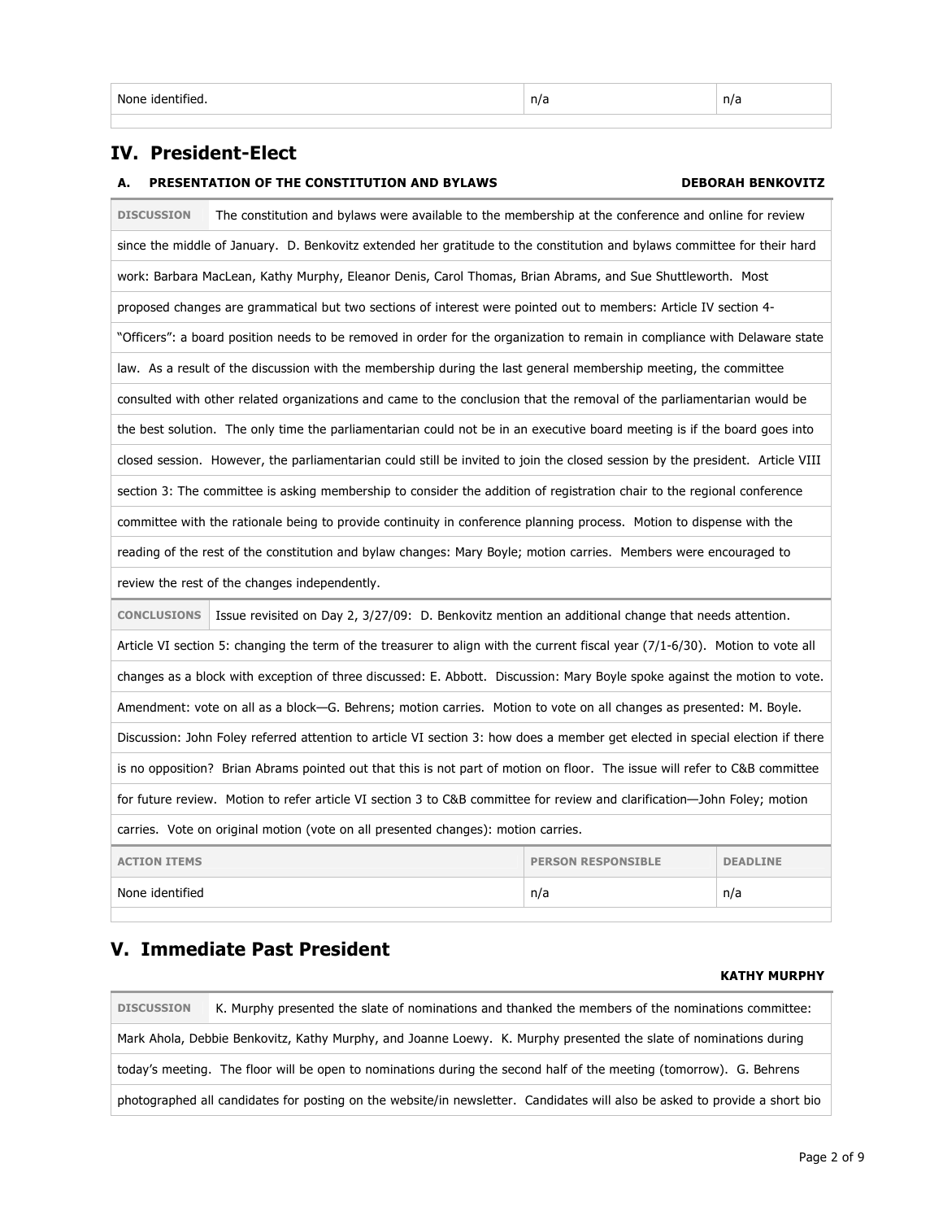| None identified. | n/a | n/a |
|---|---|---|

## IV. President-Elect

### A. PRESENTATION OF THE CONSTITUTION AND BYLAWS — DEBORAH BENKOVITZ

**DISCUSSION**

The constitution and bylaws were available to the membership at the conference and online for review since the middle of January. D. Benkovitz extended her gratitude to the constitution and bylaws committee for their hard work: Barbara MacLean, Kathy Murphy, Eleanor Denis, Carol Thomas, Brian Abrams, and Sue Shuttleworth. Most proposed changes are grammatical but two sections of interest were pointed out to members: Article IV section 4- "Officers": a board position needs to be removed in order for the organization to remain in compliance with Delaware state law. As a result of the discussion with the membership during the last general membership meeting, the committee consulted with other related organizations and came to the conclusion that the removal of the parliamentarian would be the best solution. The only time the parliamentarian could not be in an executive board meeting is if the board goes into closed session. However, the parliamentarian could still be invited to join the closed session by the president. Article VIII section 3: The committee is asking membership to consider the addition of registration chair to the regional conference committee with the rationale being to provide continuity in conference planning process. Motion to dispense with the reading of the rest of the constitution and bylaw changes: Mary Boyle; motion carries. Members were encouraged to review the rest of the changes independently.

**CONCLUSIONS**

Issue revisited on Day 2, 3/27/09: D. Benkovitz mention an additional change that needs attention. Article VI section 5: changing the term of the treasurer to align with the current fiscal year (7/1-6/30). Motion to vote all changes as a block with exception of three discussed: E. Abbott. Discussion: Mary Boyle spoke against the motion to vote. Amendment: vote on all as a block—G. Behrens; motion carries. Motion to vote on all changes as presented: M. Boyle. Discussion: John Foley referred attention to article VI section 3: how does a member get elected in special election if there is no opposition? Brian Abrams pointed out that this is not part of motion on floor. The issue will refer to C&B committee for future review. Motion to refer article VI section 3 to C&B committee for review and clarification—John Foley; motion carries. Vote on original motion (vote on all presented changes): motion carries.

| ACTION ITEMS | PERSON RESPONSIBLE | DEADLINE |
|---|---|---|
| None identified | n/a | n/a |

## V. Immediate Past President

**KATHY MURPHY**

**DISCUSSION**

K. Murphy presented the slate of nominations and thanked the members of the nominations committee: Mark Ahola, Debbie Benkovitz, Kathy Murphy, and Joanne Loewy. K. Murphy presented the slate of nominations during today's meeting. The floor will be open to nominations during the second half of the meeting (tomorrow). G. Behrens photographed all candidates for posting on the website/in newsletter. Candidates will also be asked to provide a short bio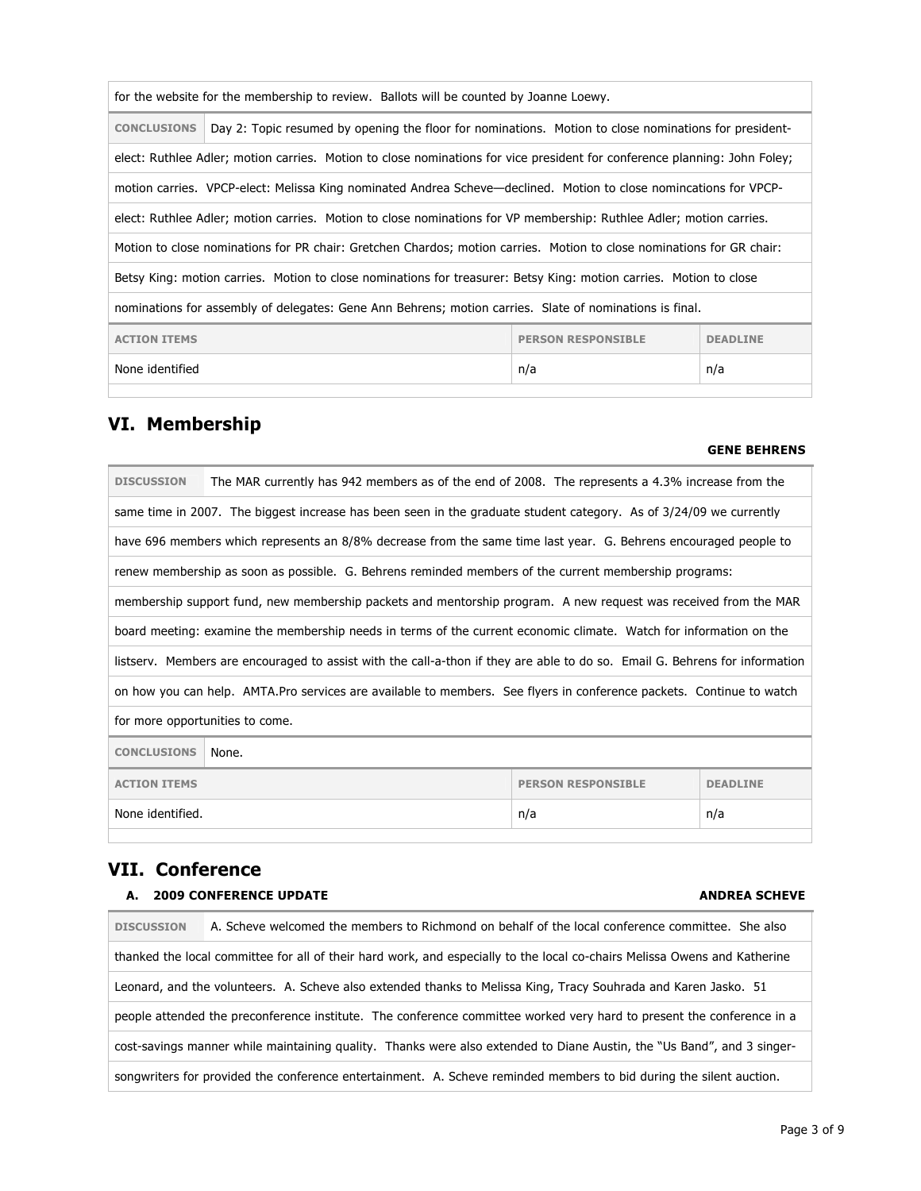for the website for the membership to review. Ballots will be counted by Joanne Loewy.

| | |
|---|---|
| **CONCLUSIONS** | Day 2: Topic resumed by opening the floor for nominations. Motion to close nominations for president-elect: Ruthlee Adler; motion carries. Motion to close nominations for vice president for conference planning: John Foley; motion carries. VPCP-elect: Melissa King nominated Andrea Scheve—declined. Motion to close nomincations for VPCP-elect: Ruthlee Adler; motion carries. Motion to close nominations for VP membership: Ruthlee Adler; motion carries. Motion to close nominations for PR chair: Gretchen Chardos; motion carries. Motion to close nominations for GR chair: Betsy King: motion carries. Motion to close nominations for treasurer: Betsy King: motion carries. Motion to close nominations for assembly of delegates: Gene Ann Behrens; motion carries. Slate of nominations is final. |

| ACTION ITEMS | PERSON RESPONSIBLE | DEADLINE |
|---|---|---|
| None identified | n/a | n/a |

## VI. Membership

**GENE BEHRENS**

| | |
|---|---|
| **DISCUSSION** | The MAR currently has 942 members as of the end of 2008. The represents a 4.3% increase from the same time in 2007. The biggest increase has been seen in the graduate student category. As of 3/24/09 we currently have 696 members which represents an 8/8% decrease from the same time last year. G. Behrens encouraged people to renew membership as soon as possible. G. Behrens reminded members of the current membership programs: membership support fund, new membership packets and mentorship program. A new request was received from the MAR board meeting: examine the membership needs in terms of the current economic climate. Watch for information on the listserv. Members are encouraged to assist with the call-a-thon if they are able to do so. Email G. Behrens for information on how you can help. AMTA.Pro services are available to members. See flyers in conference packets. Continue to watch for more opportunities to come. |
| **CONCLUSIONS** | None. |

| ACTION ITEMS | PERSON RESPONSIBLE | DEADLINE |
|---|---|---|
| None identified. | n/a | n/a |

## VII. Conference

### A. 2009 CONFERENCE UPDATE

**ANDREA SCHEVE**

| | |
|---|---|
| **DISCUSSION** | A. Scheve welcomed the members to Richmond on behalf of the local conference committee. She also thanked the local committee for all of their hard work, and especially to the local co-chairs Melissa Owens and Katherine Leonard, and the volunteers. A. Scheve also extended thanks to Melissa King, Tracy Souhrada and Karen Jasko. 51 people attended the preconference institute. The conference committee worked very hard to present the conference in a cost-savings manner while maintaining quality. Thanks were also extended to Diane Austin, the "Us Band", and 3 singer-songwriters for provided the conference entertainment. A. Scheve reminded members to bid during the silent auction. |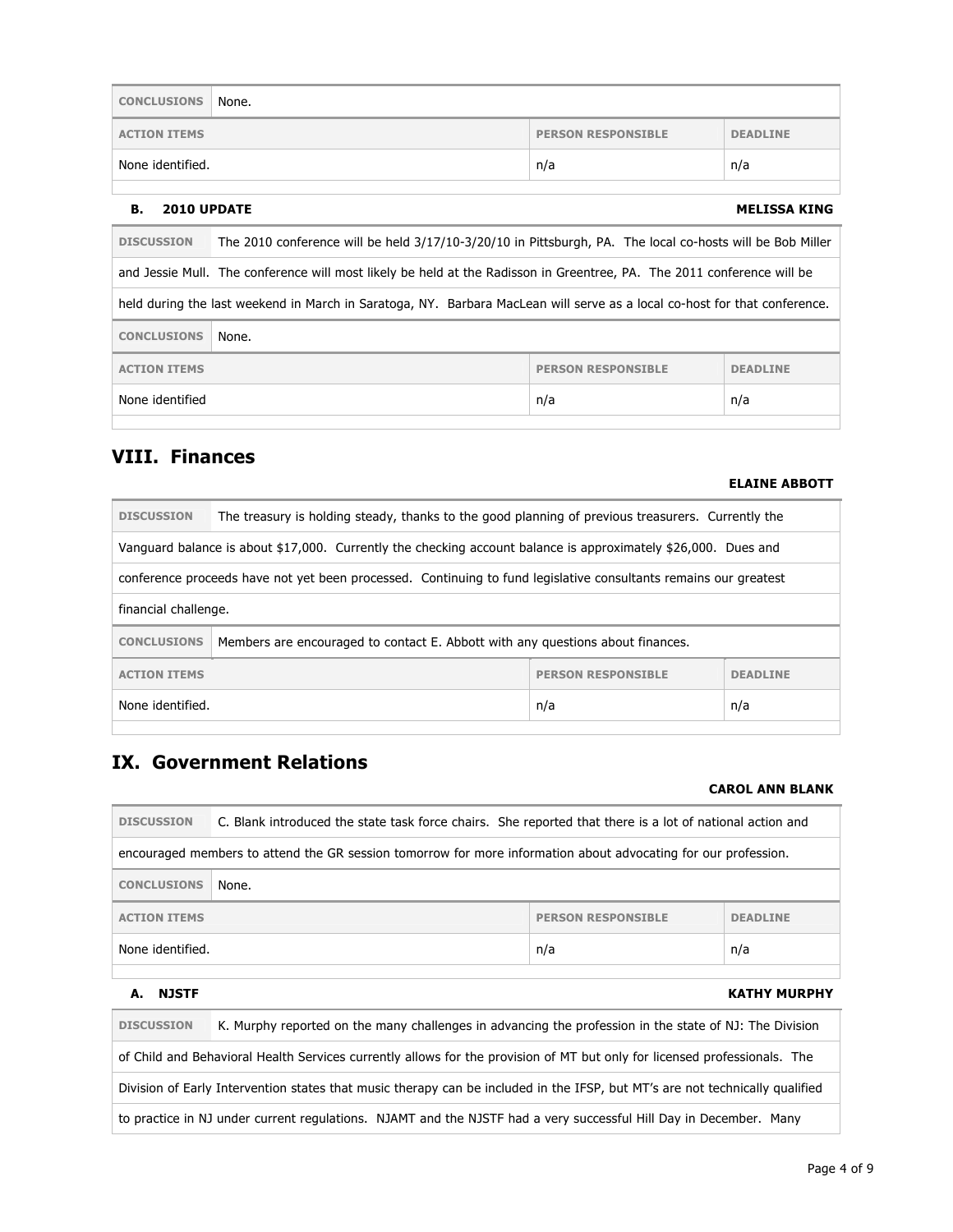| CONCLUSIONS | None. | |
|---|---|---|
| **ACTION ITEMS** | **PERSON RESPONSIBLE** | **DEADLINE** |
| None identified. | n/a | n/a |

**B. 2010 UPDATE** **MELISSA KING**

**DISCUSSION** The 2010 conference will be held 3/17/10-3/20/10 in Pittsburgh, PA. The local co-hosts will be Bob Miller and Jessie Mull. The conference will most likely be held at the Radisson in Greentree, PA. The 2011 conference will be held during the last weekend in March in Saratoga, NY. Barbara MacLean will serve as a local co-host for that conference.

| CONCLUSIONS | None. | |
|---|---|---|
| **ACTION ITEMS** | **PERSON RESPONSIBLE** | **DEADLINE** |
| None identified | n/a | n/a |

## VIII. Finances

**ELAINE ABBOTT**

**DISCUSSION** The treasury is holding steady, thanks to the good planning of previous treasurers. Currently the Vanguard balance is about $17,000. Currently the checking account balance is approximately $26,000. Dues and conference proceeds have not yet been processed. Continuing to fund legislative consultants remains our greatest financial challenge.

| CONCLUSIONS | Members are encouraged to contact E. Abbott with any questions about finances. | |
|---|---|---|
| **ACTION ITEMS** | **PERSON RESPONSIBLE** | **DEADLINE** |
| None identified. | n/a | n/a |

## IX. Government Relations

**CAROL ANN BLANK**

**DISCUSSION** C. Blank introduced the state task force chairs. She reported that there is a lot of national action and encouraged members to attend the GR session tomorrow for more information about advocating for our profession.

| CONCLUSIONS | None. | |
|---|---|---|
| **ACTION ITEMS** | **PERSON RESPONSIBLE** | **DEADLINE** |
| None identified. | n/a | n/a |

**A. NJSTF** **KATHY MURPHY**

**DISCUSSION** K. Murphy reported on the many challenges in advancing the profession in the state of NJ: The Division of Child and Behavioral Health Services currently allows for the provision of MT but only for licensed professionals. The Division of Early Intervention states that music therapy can be included in the IFSP, but MT's are not technically qualified to practice in NJ under current regulations. NJAMT and the NJSTF had a very successful Hill Day in December. Many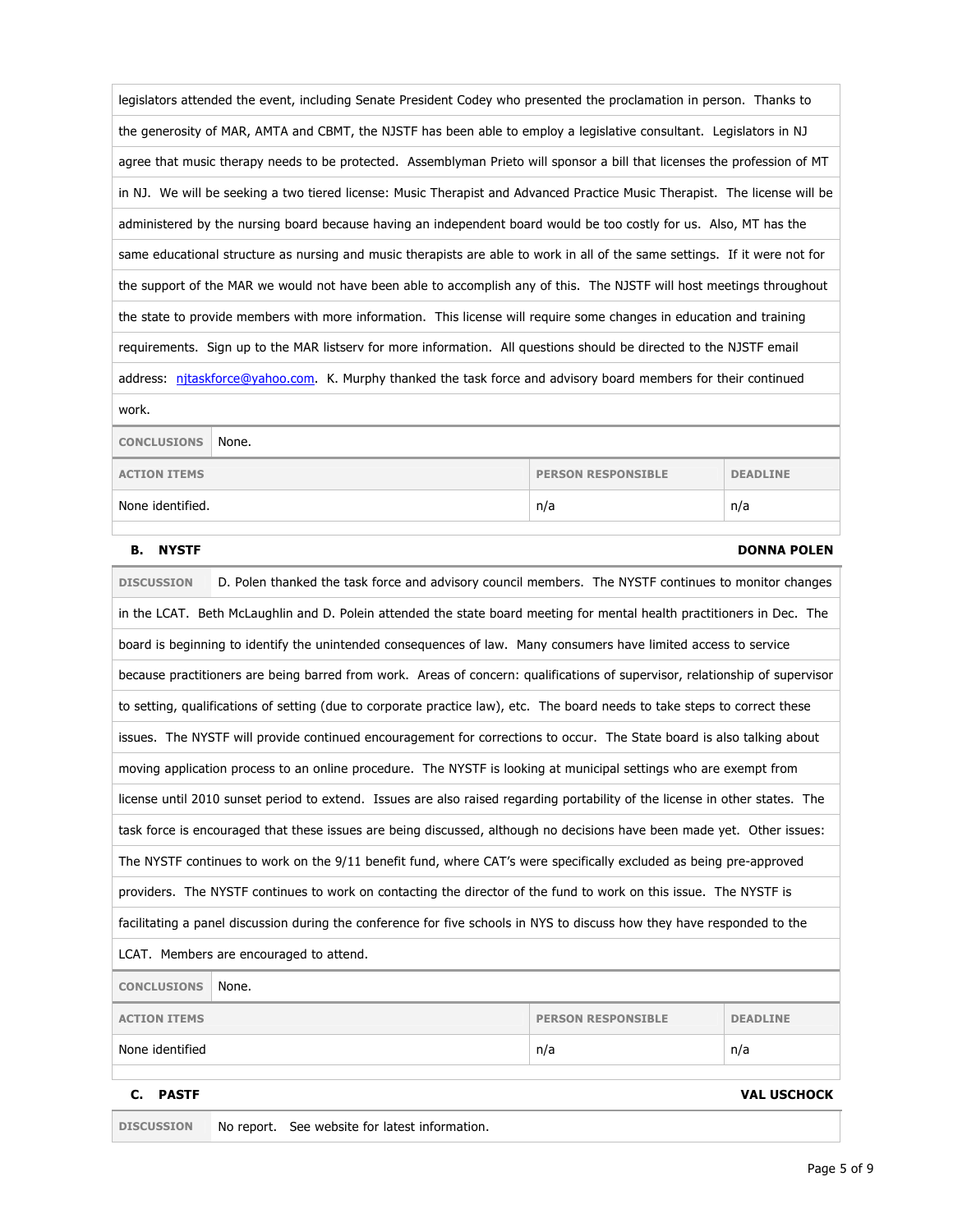legislators attended the event, including Senate President Codey who presented the proclamation in person. Thanks to the generosity of MAR, AMTA and CBMT, the NJSTF has been able to employ a legislative consultant. Legislators in NJ agree that music therapy needs to be protected. Assemblyman Prieto will sponsor a bill that licenses the profession of MT in NJ. We will be seeking a two tiered license: Music Therapist and Advanced Practice Music Therapist. The license will be administered by the nursing board because having an independent board would be too costly for us. Also, MT has the same educational structure as nursing and music therapists are able to work in all of the same settings. If it were not for the support of the MAR we would not have been able to accomplish any of this. The NJSTF will host meetings throughout the state to provide members with more information. This license will require some changes in education and training requirements. Sign up to the MAR listserv for more information. All questions should be directed to the NJSTF email address: [njtaskforce@yahoo.com](mailto:njtaskforce@yahoo.com). K. Murphy thanked the task force and advisory board members for their continued work.

**CONCLUSIONS** None.

| ACTION ITEMS | PERSON RESPONSIBLE | DEADLINE |
|---|---|---|
| None identified. | n/a | n/a |

### B. NYSTF — DONNA POLEN

**DISCUSSION** D. Polen thanked the task force and advisory council members. The NYSTF continues to monitor changes in the LCAT. Beth McLaughlin and D. Polein attended the state board meeting for mental health practitioners in Dec. The board is beginning to identify the unintended consequences of law. Many consumers have limited access to service because practitioners are being barred from work. Areas of concern: qualifications of supervisor, relationship of supervisor to setting, qualifications of setting (due to corporate practice law), etc. The board needs to take steps to correct these issues. The NYSTF will provide continued encouragement for corrections to occur. The State board is also talking about moving application process to an online procedure. The NYSTF is looking at municipal settings who are exempt from license until 2010 sunset period to extend. Issues are also raised regarding portability of the license in other states. The task force is encouraged that these issues are being discussed, although no decisions have been made yet. Other issues: The NYSTF continues to work on the 9/11 benefit fund, where CAT's were specifically excluded as being pre-approved providers. The NYSTF continues to work on contacting the director of the fund to work on this issue. The NYSTF is facilitating a panel discussion during the conference for five schools in NYS to discuss how they have responded to the LCAT. Members are encouraged to attend.

**CONCLUSIONS** None.

| ACTION ITEMS | PERSON RESPONSIBLE | DEADLINE |
|---|---|---|
| None identified | n/a | n/a |

### C. PASTF — VAL USCHOCK

**DISCUSSION** No report. See website for latest information.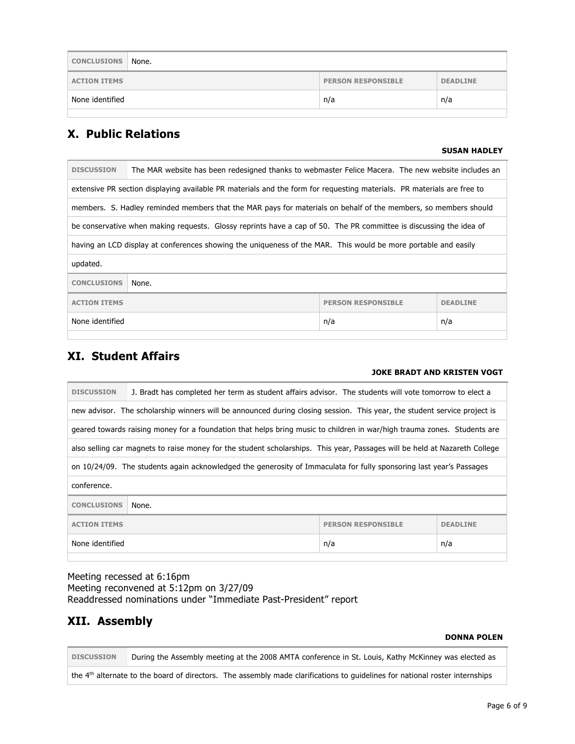| CONCLUSIONS | None. | |
|---|---|---|
| **ACTION ITEMS** | **PERSON RESPONSIBLE** | **DEADLINE** |
| None identified | n/a | n/a |

## X. Public Relations

**SUSAN HADLEY**

**DISCUSSION** The MAR website has been redesigned thanks to webmaster Felice Macera. The new website includes an extensive PR section displaying available PR materials and the form for requesting materials. PR materials are free to members. S. Hadley reminded members that the MAR pays for materials on behalf of the members, so members should be conservative when making requests. Glossy reprints have a cap of 50. The PR committee is discussing the idea of having an LCD display at conferences showing the uniqueness of the MAR. This would be more portable and easily updated.

| CONCLUSIONS | None. | |
|---|---|---|
| **ACTION ITEMS** | **PERSON RESPONSIBLE** | **DEADLINE** |
| None identified | n/a | n/a |

## XI. Student Affairs

**JOKE BRADT AND KRISTEN VOGT**

**DISCUSSION** J. Bradt has completed her term as student affairs advisor. The students will vote tomorrow to elect a new advisor. The scholarship winners will be announced during closing session. This year, the student service project is geared towards raising money for a foundation that helps bring music to children in war/high trauma zones. Students are also selling car magnets to raise money for the student scholarships. This year, Passages will be held at Nazareth College on 10/24/09. The students again acknowledged the generosity of Immaculata for fully sponsoring last year's Passages conference.

| CONCLUSIONS | None. | |
|---|---|---|
| **ACTION ITEMS** | **PERSON RESPONSIBLE** | **DEADLINE** |
| None identified | n/a | n/a |

Meeting recessed at 6:16pm
Meeting reconvened at 5:12pm on 3/27/09
Readdressed nominations under "Immediate Past-President" report

## XII. Assembly

**DONNA POLEN**

**DISCUSSION** During the Assembly meeting at the 2008 AMTA conference in St. Louis, Kathy McKinney was elected as the 4th alternate to the board of directors. The assembly made clarifications to guidelines for national roster internships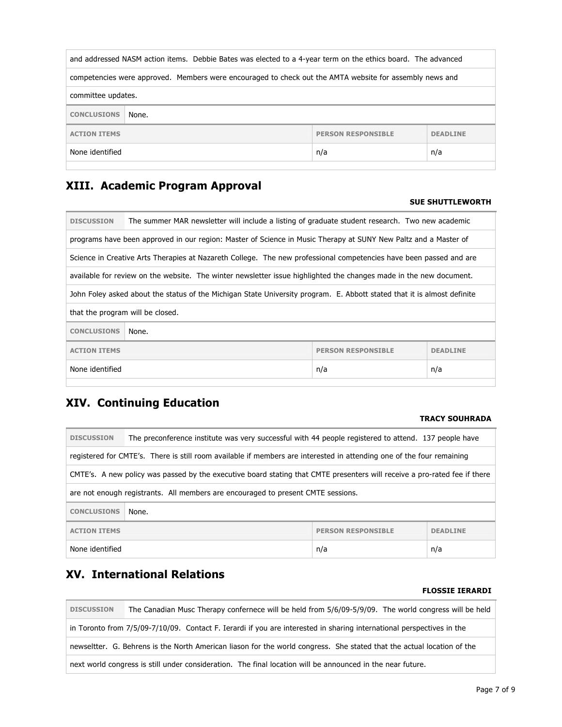and addressed NASM action items. Debbie Bates was elected to a 4-year term on the ethics board. The advanced competencies were approved. Members were encouraged to check out the AMTA website for assembly news and committee updates.

**CONCLUSIONS** None.

| ACTION ITEMS | PERSON RESPONSIBLE | DEADLINE |
|---|---|---|
| None identified | n/a | n/a |

## XIII. Academic Program Approval

**SUE SHUTTLEWORTH**

**DISCUSSION** The summer MAR newsletter will include a listing of graduate student research. Two new academic programs have been approved in our region: Master of Science in Music Therapy at SUNY New Paltz and a Master of Science in Creative Arts Therapies at Nazareth College. The new professional competencies have been passed and are available for review on the website. The winter newsletter issue highlighted the changes made in the new document. John Foley asked about the status of the Michigan State University program. E. Abbott stated that it is almost definite that the program will be closed.

**CONCLUSIONS** None.

| ACTION ITEMS | PERSON RESPONSIBLE | DEADLINE |
|---|---|---|
| None identified | n/a | n/a |

## XIV. Continuing Education

**TRACY SOUHRADA**

**DISCUSSION** The preconference institute was very successful with 44 people registered to attend. 137 people have registered for CMTE's. There is still room available if members are interested in attending one of the four remaining CMTE's. A new policy was passed by the executive board stating that CMTE presenters will receive a pro-rated fee if there are not enough registrants. All members are encouraged to present CMTE sessions.

**CONCLUSIONS** None.

| ACTION ITEMS | PERSON RESPONSIBLE | DEADLINE |
|---|---|---|
| None identified | n/a | n/a |

## XV. International Relations

**FLOSSIE IERARDI**

**DISCUSSION** The Canadian Musc Therapy confernece will be held from 5/6/09-5/9/09. The world congress will be held in Toronto from 7/5/09-7/10/09. Contact F. Ierardi if you are interested in sharing international perspectives in the newseltter. G. Behrens is the North American liason for the world congress. She stated that the actual location of the next world congress is still under consideration. The final location will be announced in the near future.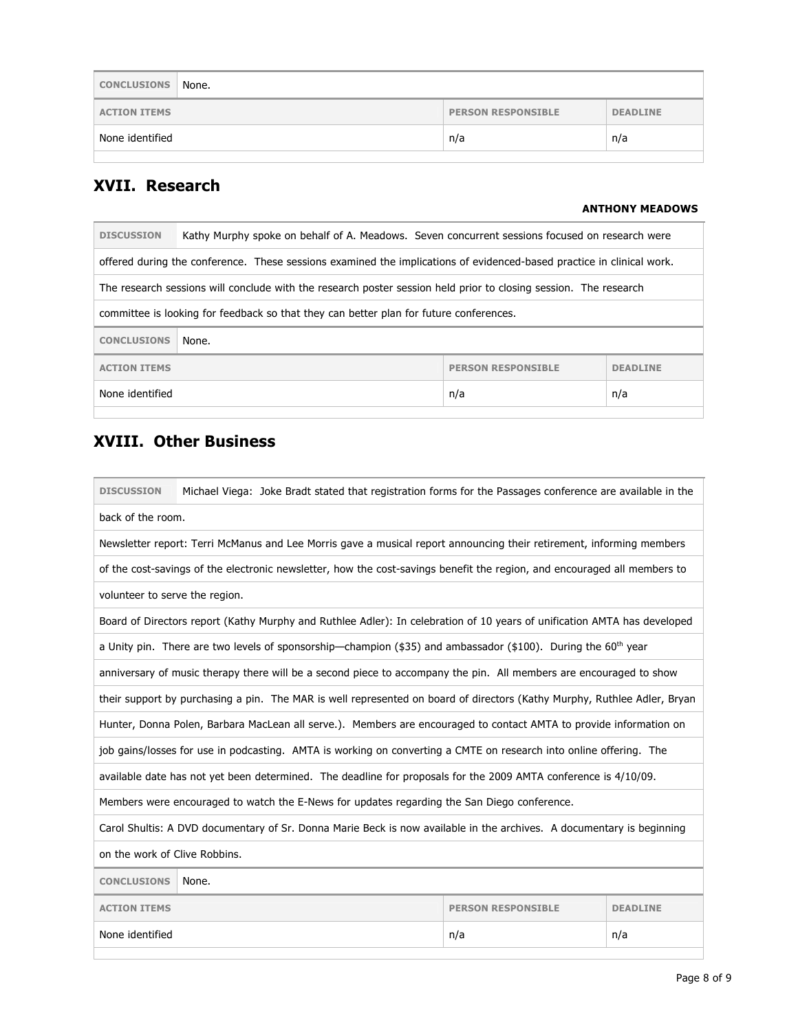| CONCLUSIONS | None. | |
|---|---|---|
| **ACTION ITEMS** | **PERSON RESPONSIBLE** | **DEADLINE** |
| None identified | n/a | n/a |

## XVII. Research

**ANTHONY MEADOWS**

**DISCUSSION** Kathy Murphy spoke on behalf of A. Meadows. Seven concurrent sessions focused on research were offered during the conference. These sessions examined the implications of evidenced-based practice in clinical work. The research sessions will conclude with the research poster session held prior to closing session. The research committee is looking for feedback so that they can better plan for future conferences.

| CONCLUSIONS | None. | |
|---|---|---|
| **ACTION ITEMS** | **PERSON RESPONSIBLE** | **DEADLINE** |
| None identified | n/a | n/a |

## XVIII. Other Business

**DISCUSSION** Michael Viega: Joke Bradt stated that registration forms for the Passages conference are available in the back of the room.

Newsletter report: Terri McManus and Lee Morris gave a musical report announcing their retirement, informing members of the cost-savings of the electronic newsletter, how the cost-savings benefit the region, and encouraged all members to volunteer to serve the region.

Board of Directors report (Kathy Murphy and Ruthlee Adler): In celebration of 10 years of unification AMTA has developed a Unity pin. There are two levels of sponsorship—champion ($35) and ambassador ($100). During the 60th year anniversary of music therapy there will be a second piece to accompany the pin. All members are encouraged to show their support by purchasing a pin. The MAR is well represented on board of directors (Kathy Murphy, Ruthlee Adler, Bryan Hunter, Donna Polen, Barbara MacLean all serve.). Members are encouraged to contact AMTA to provide information on job gains/losses for use in podcasting. AMTA is working on converting a CMTE on research into online offering. The available date has not yet been determined. The deadline for proposals for the 2009 AMTA conference is 4/10/09.

Members were encouraged to watch the E-News for updates regarding the San Diego conference.

Carol Shultis: A DVD documentary of Sr. Donna Marie Beck is now available in the archives. A documentary is beginning on the work of Clive Robbins.

| CONCLUSIONS | None. | |
|---|---|---|
| **ACTION ITEMS** | **PERSON RESPONSIBLE** | **DEADLINE** |
| None identified | n/a | n/a |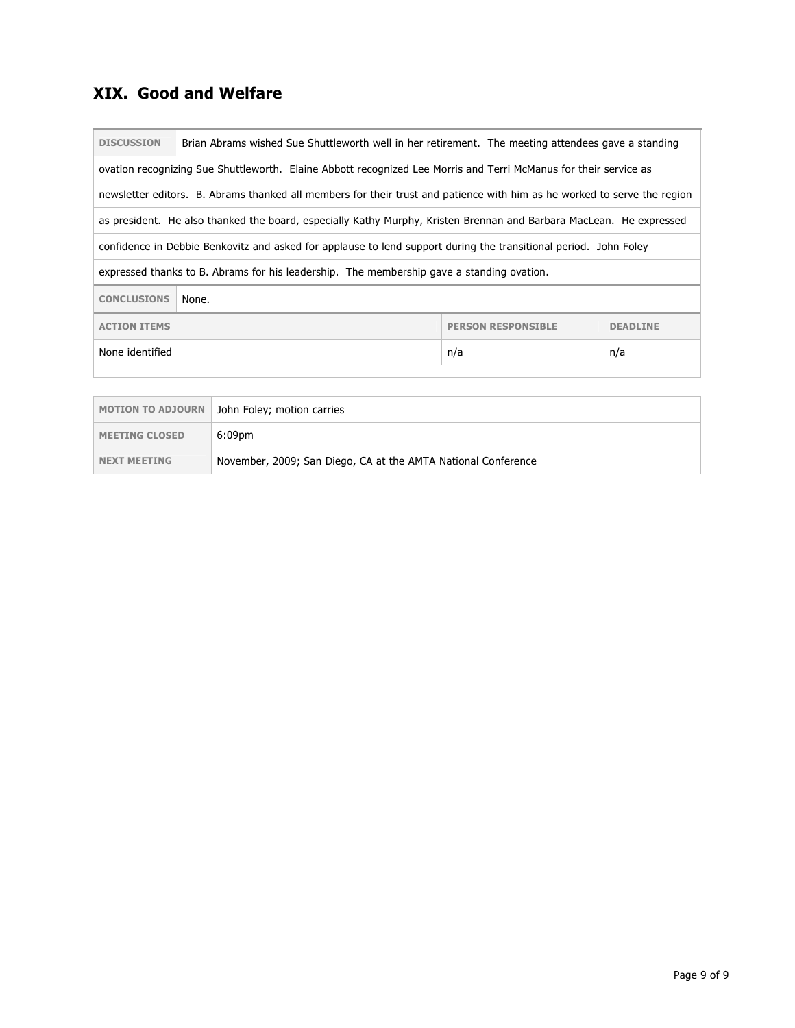## XIX. Good and Welfare

| | |
|---|---|
| DISCUSSION | Brian Abrams wished Sue Shuttleworth well in her retirement. The meeting attendees gave a standing ovation recognizing Sue Shuttleworth. Elaine Abbott recognized Lee Morris and Terri McManus for their service as newsletter editors. B. Abrams thanked all members for their trust and patience with him as he worked to serve the region as president. He also thanked the board, especially Kathy Murphy, Kristen Brennan and Barbara MacLean. He expressed confidence in Debbie Benkovitz and asked for applause to lend support during the transitional period. John Foley expressed thanks to B. Abrams for his leadership. The membership gave a standing ovation. |
| CONCLUSIONS | None. |

| ACTION ITEMS | PERSON RESPONSIBLE | DEADLINE |
|---|---|---|
| None identified | n/a | n/a |

| | |
|---|---|
| MOTION TO ADJOURN | John Foley; motion carries |
| MEETING CLOSED | 6:09pm |
| NEXT MEETING | November, 2009; San Diego, CA at the AMTA National Conference |